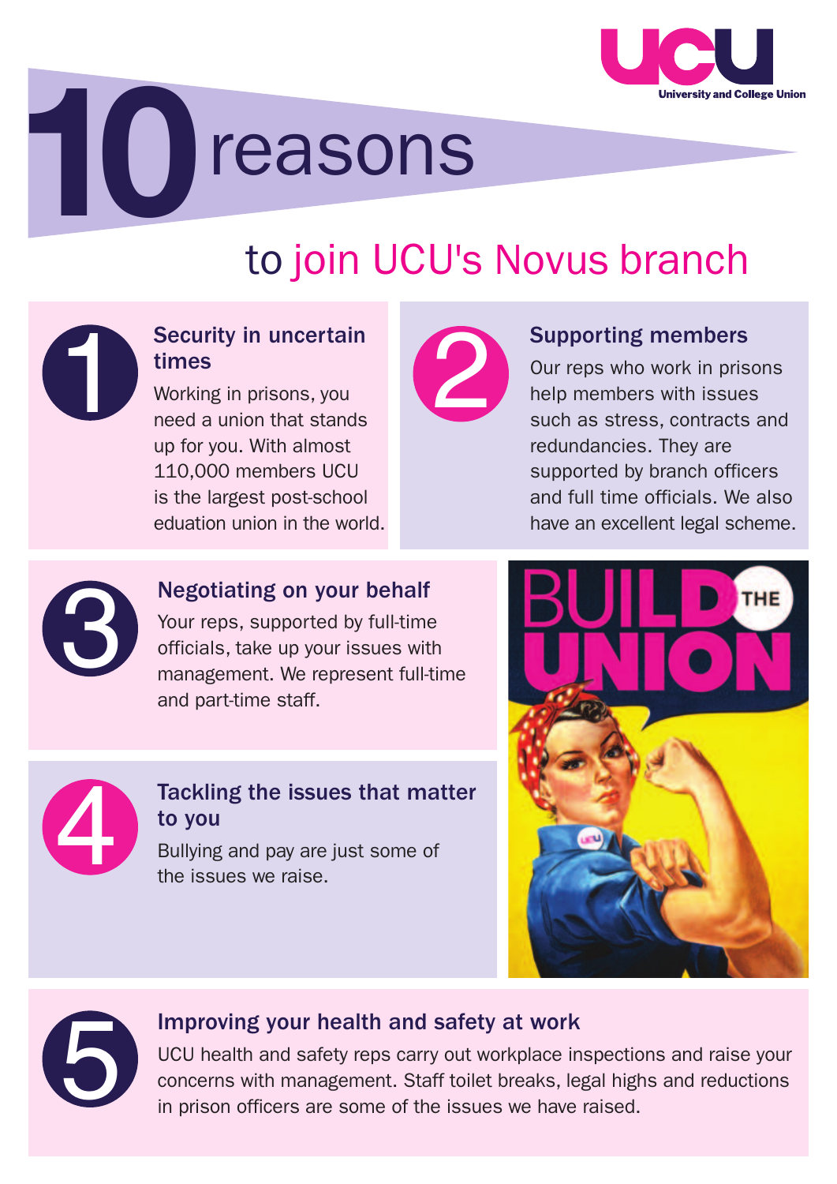UCU
University and College Union

# 10 reasons

## to join UCU's Novus branch

### 1 Security in uncertain times

Working in prisons, you need a union that stands up for you. With almost 110,000 members UCU is the largest post-school eduation union in the world.

### 2 Supporting members

Our reps who work in prisons help members with issues such as stress, contracts and redundancies. They are supported by branch officers and full time officials. We also have an excellent legal scheme.

### 3 Negotiating on your behalf

Your reps, supported by full-time officials, take up your issues with management. We represent full-time and part-time staff.

### 4 Tackling the issues that matter to you

Bullying and pay are just some of the issues we raise.

BUILD THE UNION

### 5 Improving your health and safety at work

UCU health and safety reps carry out workplace inspections and raise your concerns with management. Staff toilet breaks, legal highs and reductions in prison officers are some of the issues we have raised.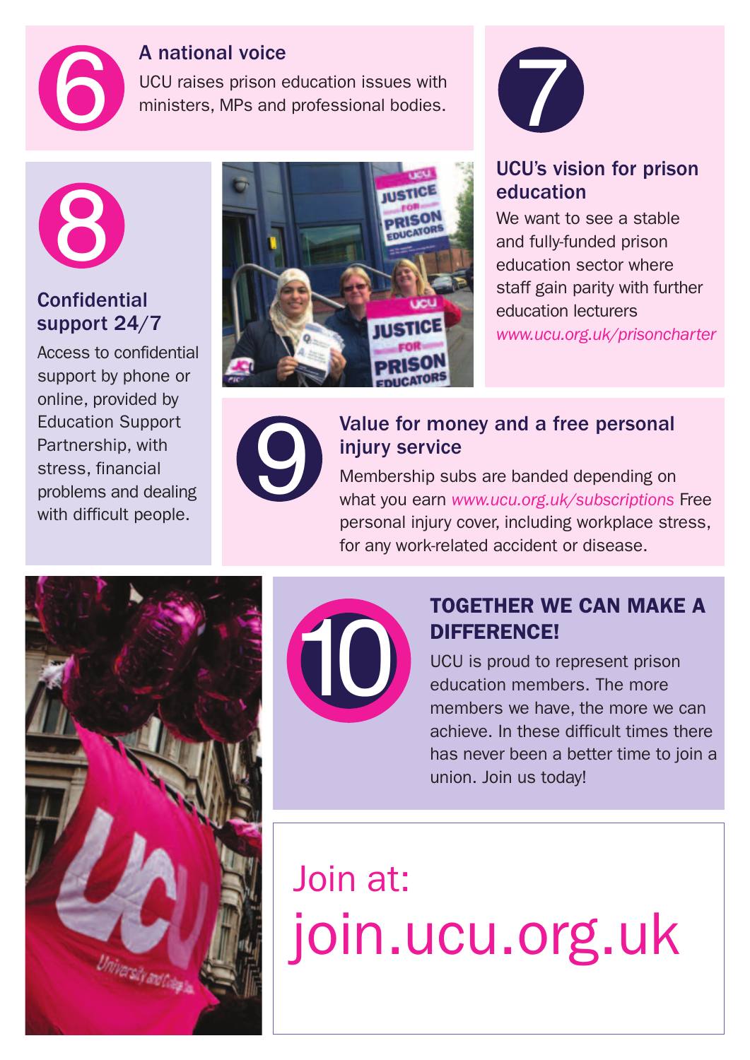## 6 A national voice

UCU raises prison education issues with ministers, MPs and professional bodies.

## 7 UCU's vision for prison education

We want to see a stable and fully-funded prison education sector where staff gain parity with further education lecturers *www.ucu.org.uk/prisoncharter*

## 8 Confidential support 24/7

Access to confidential support by phone or online, provided by Education Support Partnership, with stress, financial problems and dealing with difficult people.

## 9 Value for money and a free personal injury service

Membership subs are banded depending on what you earn *www.ucu.org.uk/subscriptions* Free personal injury cover, including workplace stress, for any work-related accident or disease.

## 10 TOGETHER WE CAN MAKE A DIFFERENCE!

UCU is proud to represent prison education members. The more members we have, the more we can achieve. In these difficult times there has never been a better time to join a union. Join us today!

# Join at: join.ucu.org.uk